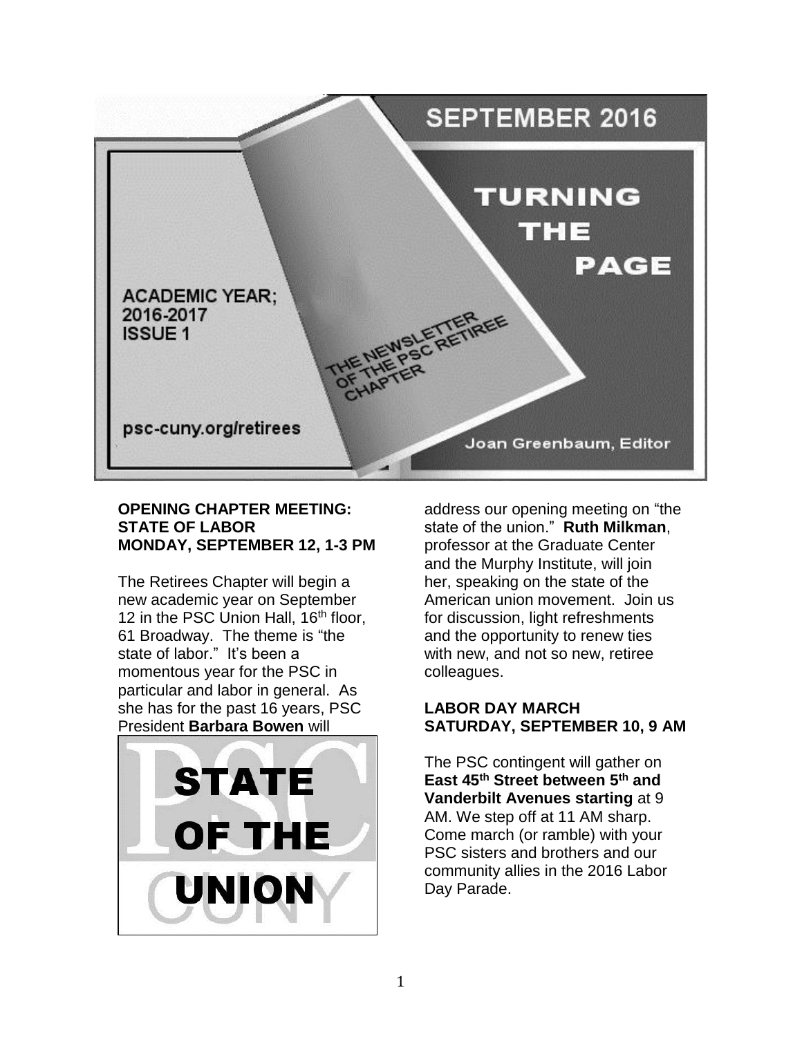# SEPTEMBER 2016

# TURNING THE PAGE

THE NEWSLETTER OF THE PSC RETIREE CHAPTER

ACADEMIC YEAR; 2016-2017
ISSUE 1

psc-cuny.org/retirees

Joan Greenbaum, Editor

### OPENING CHAPTER MEETING: STATE OF LABOR
### MONDAY, SEPTEMBER 12, 1-3 PM

The Retirees Chapter will begin a new academic year on September 12 in the PSC Union Hall, 16th floor, 61 Broadway. The theme is "the state of labor." It's been a momentous year for the PSC in particular and labor in general. As she has for the past 16 years, PSC President **Barbara Bowen** will address our opening meeting on "the state of the union." **Ruth Milkman**, professor at the Graduate Center and the Murphy Institute, will join her, speaking on the state of the American union movement. Join us for discussion, light refreshments and the opportunity to renew ties with new, and not so new, retiree colleagues.

STATE OF THE UNION

### LABOR DAY MARCH
### SATURDAY, SEPTEMBER 10, 9 AM

The PSC contingent will gather on **East 45th Street between 5th and Vanderbilt Avenues starting** at 9 AM. We step off at 11 AM sharp. Come march (or ramble) with your PSC sisters and brothers and our community allies in the 2016 Labor Day Parade.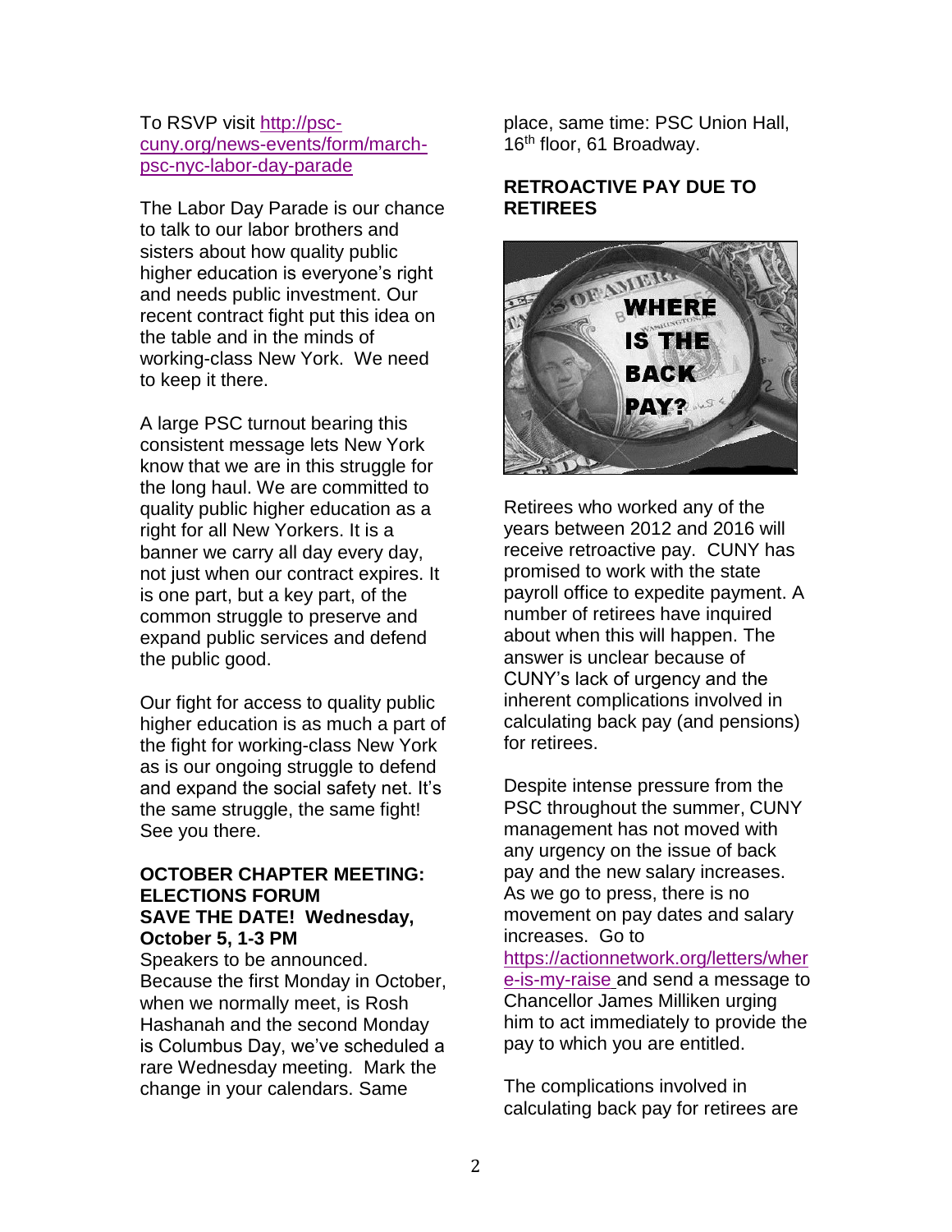To RSVP visit [http://psc-cuny.org/news-events/form/march-psc-nyc-labor-day-parade](http://psc-cuny.org/news-events/form/march-psc-nyc-labor-day-parade)

The Labor Day Parade is our chance to talk to our labor brothers and sisters about how quality public higher education is everyone's right and needs public investment. Our recent contract fight put this idea on the table and in the minds of working-class New York. We need to keep it there.

A large PSC turnout bearing this consistent message lets New York know that we are in this struggle for the long haul. We are committed to quality public higher education as a right for all New Yorkers. It is a banner we carry all day every day, not just when our contract expires. It is one part, but a key part, of the common struggle to preserve and expand public services and defend the public good.

Our fight for access to quality public higher education is as much a part of the fight for working-class New York as is our ongoing struggle to defend and expand the social safety net. It's the same struggle, the same fight! See you there.

**OCTOBER CHAPTER MEETING: ELECTIONS FORUM**
**SAVE THE DATE! Wednesday, October 5, 1-3 PM**

Speakers to be announced. Because the first Monday in October, when we normally meet, is Rosh Hashanah and the second Monday is Columbus Day, we've scheduled a rare Wednesday meeting. Mark the change in your calendars. Same place, same time: PSC Union Hall, 16th floor, 61 Broadway.

**RETROACTIVE PAY DUE TO RETIREES**

WHERE IS THE BACK PAY?

Retirees who worked any of the years between 2012 and 2016 will receive retroactive pay. CUNY has promised to work with the state payroll office to expedite payment. A number of retirees have inquired about when this will happen. The answer is unclear because of CUNY's lack of urgency and the inherent complications involved in calculating back pay (and pensions) for retirees.

Despite intense pressure from the PSC throughout the summer, CUNY management has not moved with any urgency on the issue of back pay and the new salary increases. As we go to press, there is no movement on pay dates and salary increases. Go to [https://actionnetwork.org/letters/where-is-my-raise](https://actionnetwork.org/letters/where-is-my-raise) and send a message to Chancellor James Milliken urging him to act immediately to provide the pay to which you are entitled.

The complications involved in calculating back pay for retirees are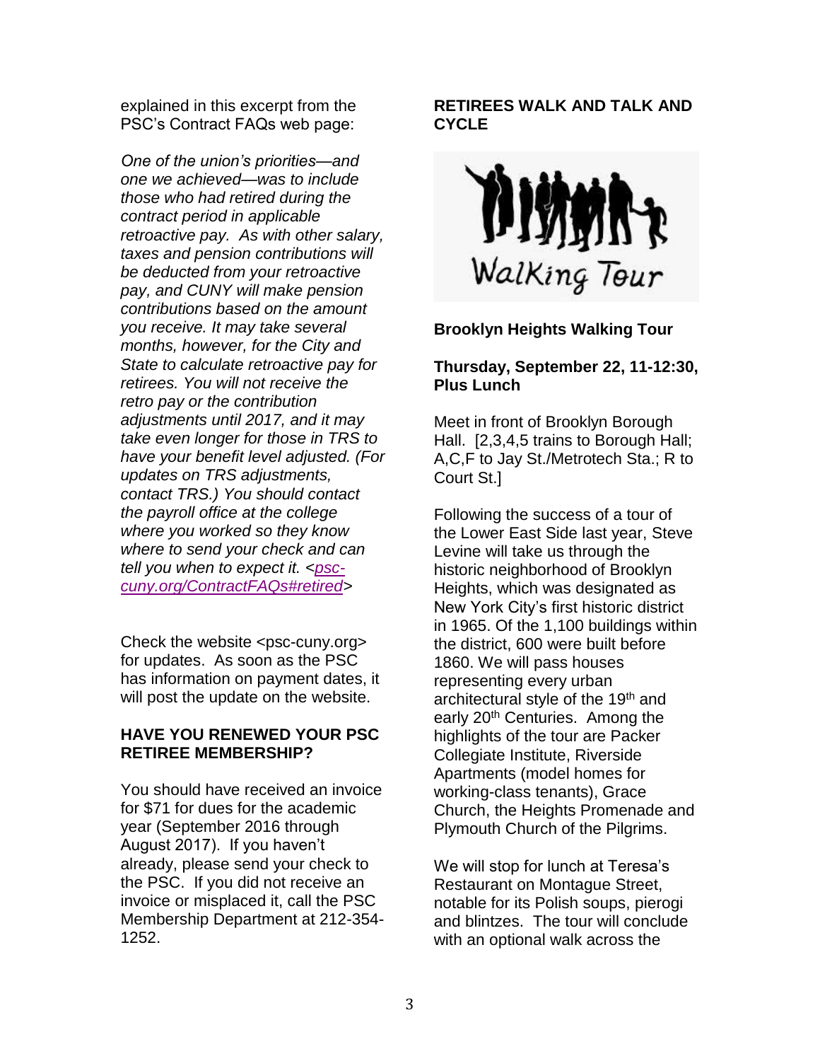explained in this excerpt from the PSC's Contract FAQs web page:

*One of the union's priorities—and one we achieved—was to include those who had retired during the contract period in applicable retroactive pay. As with other salary, taxes and pension contributions will be deducted from your retroactive pay, and CUNY will make pension contributions based on the amount you receive. It may take several months, however, for the City and State to calculate retroactive pay for retirees. You will not receive the retro pay or the contribution adjustments until 2017, and it may take even longer for those in TRS to have your benefit level adjusted. (For updates on TRS adjustments, contact TRS.) You should contact the payroll office at the college where you worked so they know where to send your check and can tell you when to expect it. <psc-cuny.org/ContractFAQs#retired>*

Check the website <psc-cuny.org> for updates. As soon as the PSC has information on payment dates, it will post the update on the website.

**HAVE YOU RENEWED YOUR PSC RETIREE MEMBERSHIP?**

You should have received an invoice for $71 for dues for the academic year (September 2016 through August 2017). If you haven't already, please send your check to the PSC. If you did not receive an invoice or misplaced it, call the PSC Membership Department at 212-354-1252.

**RETIREES WALK AND TALK AND CYCLE**

Walking Tour

**Brooklyn Heights Walking Tour**

**Thursday, September 22, 11-12:30, Plus Lunch**

Meet in front of Brooklyn Borough Hall. [2,3,4,5 trains to Borough Hall; A,C,F to Jay St./Metrotech Sta.; R to Court St.]

Following the success of a tour of the Lower East Side last year, Steve Levine will take us through the historic neighborhood of Brooklyn Heights, which was designated as New York City's first historic district in 1965. Of the 1,100 buildings within the district, 600 were built before 1860. We will pass houses representing every urban architectural style of the 19th and early 20th Centuries. Among the highlights of the tour are Packer Collegiate Institute, Riverside Apartments (model homes for working-class tenants), Grace Church, the Heights Promenade and Plymouth Church of the Pilgrims.

We will stop for lunch at Teresa's Restaurant on Montague Street, notable for its Polish soups, pierogi and blintzes. The tour will conclude with an optional walk across the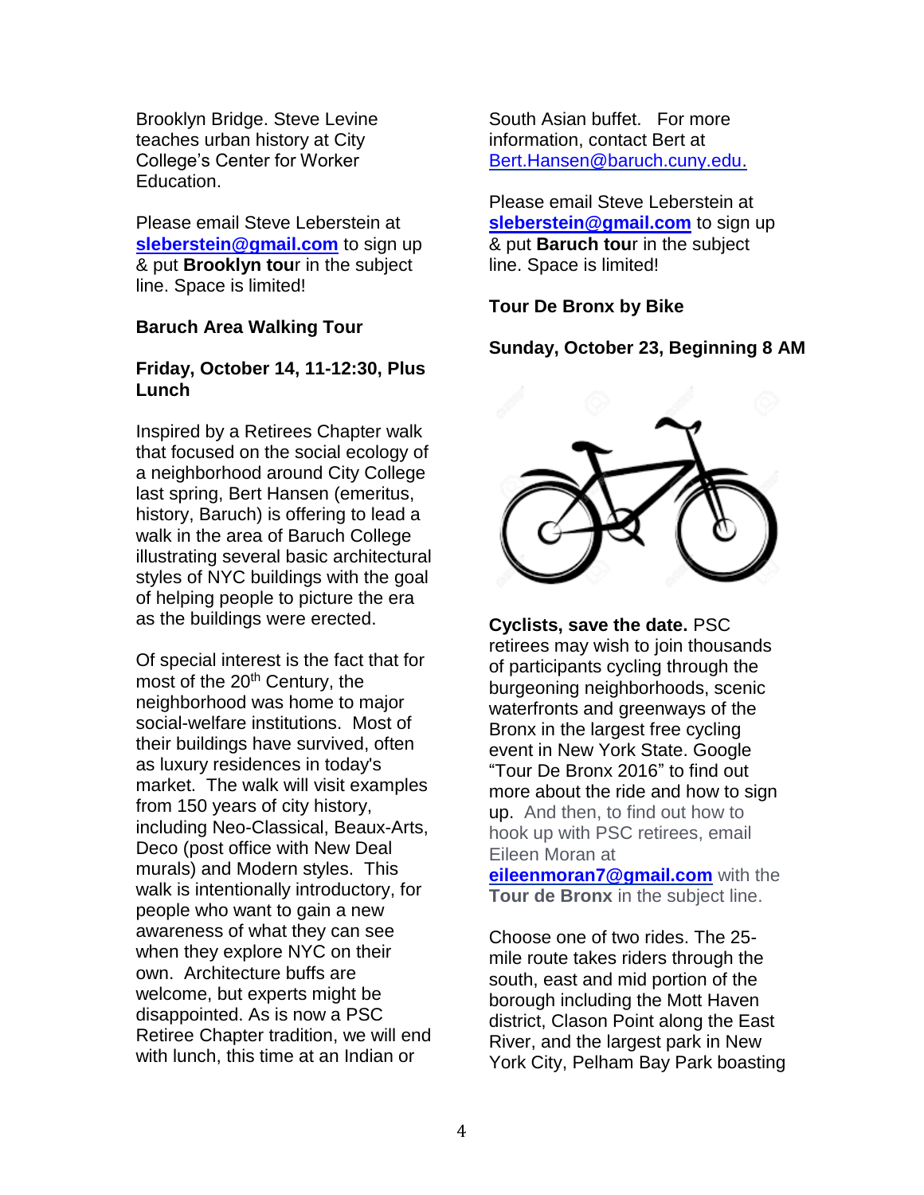Brooklyn Bridge. Steve Levine teaches urban history at City College's Center for Worker Education.

Please email Steve Leberstein at **sleberstein@gmail.com** to sign up & put **Brooklyn tou**r in the subject line. Space is limited!

**Baruch Area Walking Tour**

**Friday, October 14, 11-12:30, Plus Lunch**

Inspired by a Retirees Chapter walk that focused on the social ecology of a neighborhood around City College last spring, Bert Hansen (emeritus, history, Baruch) is offering to lead a walk in the area of Baruch College illustrating several basic architectural styles of NYC buildings with the goal of helping people to picture the era as the buildings were erected.

Of special interest is the fact that for most of the 20th Century, the neighborhood was home to major social-welfare institutions. Most of their buildings have survived, often as luxury residences in today's market. The walk will visit examples from 150 years of city history, including Neo-Classical, Beaux-Arts, Deco (post office with New Deal murals) and Modern styles. This walk is intentionally introductory, for people who want to gain a new awareness of what they can see when they explore NYC on their own. Architecture buffs are welcome, but experts might be disappointed. As is now a PSC Retiree Chapter tradition, we will end with lunch, this time at an Indian or South Asian buffet. For more information, contact Bert at Bert.Hansen@baruch.cuny.edu.

Please email Steve Leberstein at **sleberstein@gmail.com** to sign up & put **Baruch tou**r in the subject line. Space is limited!

**Tour De Bronx by Bike**

**Sunday, October 23, Beginning 8 AM**

**Cyclists, save the date.** PSC retirees may wish to join thousands of participants cycling through the burgeoning neighborhoods, scenic waterfronts and greenways of the Bronx in the largest free cycling event in New York State. Google "Tour De Bronx 2016" to find out more about the ride and how to sign up. And then, to find out how to hook up with PSC retirees, email Eileen Moran at **eileenmoran7@gmail.com** with the **Tour de Bronx** in the subject line.

Choose one of two rides. The 25-mile route takes riders through the south, east and mid portion of the borough including the Mott Haven district, Clason Point along the East River, and the largest park in New York City, Pelham Bay Park boasting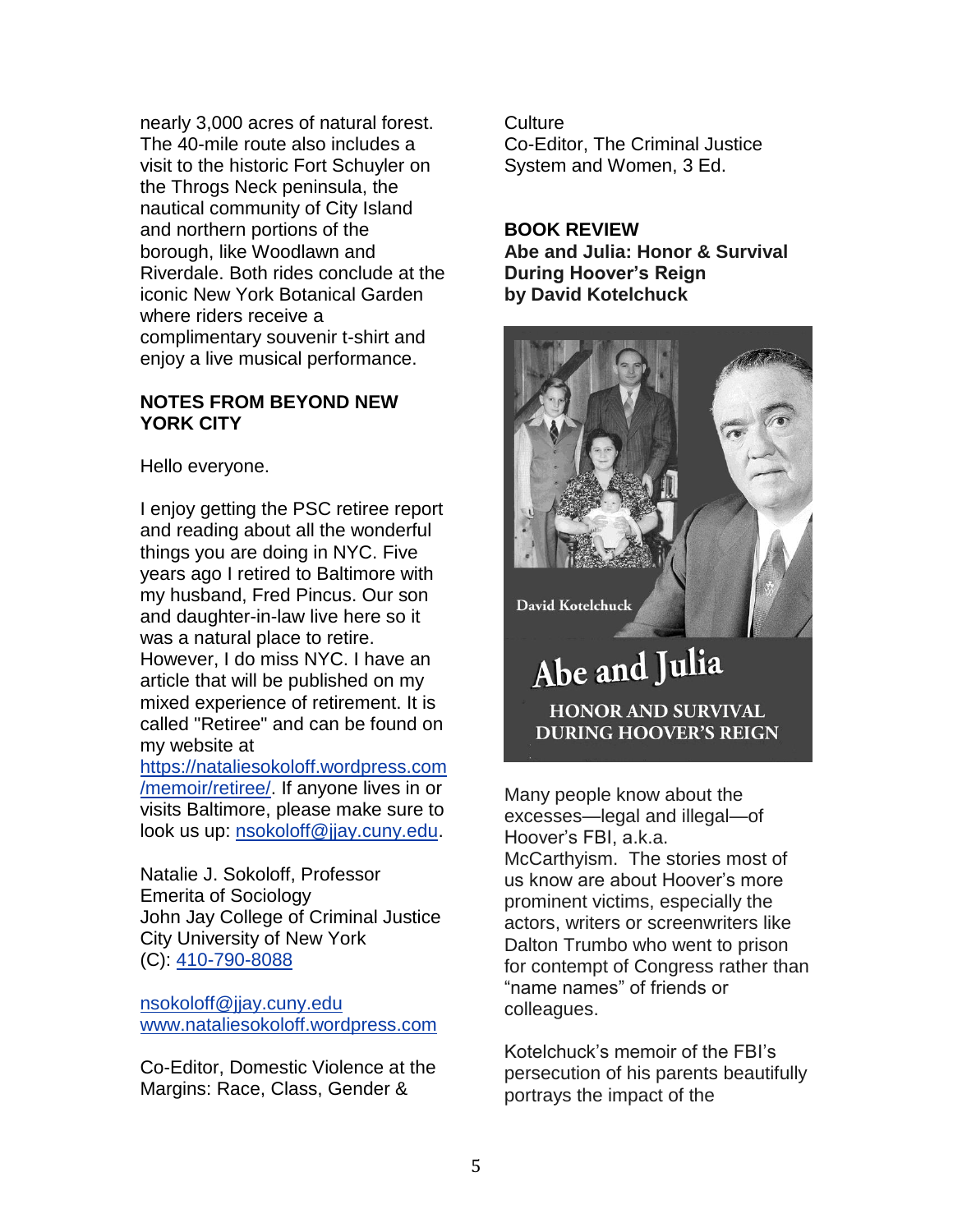nearly 3,000 acres of natural forest. The 40-mile route also includes a visit to the historic Fort Schuyler on the Throgs Neck peninsula, the nautical community of City Island and northern portions of the borough, like Woodlawn and Riverdale. Both rides conclude at the iconic New York Botanical Garden where riders receive a complimentary souvenir t-shirt and enjoy a live musical performance.

**NOTES FROM BEYOND NEW YORK CITY**

Hello everyone.

I enjoy getting the PSC retiree report and reading about all the wonderful things you are doing in NYC. Five years ago I retired to Baltimore with my husband, Fred Pincus. Our son and daughter-in-law live here so it was a natural place to retire. However, I do miss NYC. I have an article that will be published on my mixed experience of retirement. It is called "Retiree" and can be found on my website at https://nataliesokoloff.wordpress.com/memoir/retiree/. If anyone lives in or visits Baltimore, please make sure to look us up: nsokoloff@jjay.cuny.edu.

Natalie J. Sokoloff, Professor Emerita of Sociology
John Jay College of Criminal Justice
City University of New York
(C): 410-790-8088

nsokoloff@jjay.cuny.edu
www.nataliesokoloff.wordpress.com

Co-Editor, Domestic Violence at the Margins: Race, Class, Gender & Culture
Co-Editor, The Criminal Justice System and Women, 3 Ed.

**BOOK REVIEW**
**Abe and Julia: Honor & Survival During Hoover's Reign**
**by David Kotelchuck**

Many people know about the excesses—legal and illegal—of Hoover's FBI, a.k.a. McCarthyism. The stories most of us know are about Hoover's more prominent victims, especially the actors, writers or screenwriters like Dalton Trumbo who went to prison for contempt of Congress rather than "name names" of friends or colleagues.

Kotelchuck's memoir of the FBI's persecution of his parents beautifully portrays the impact of the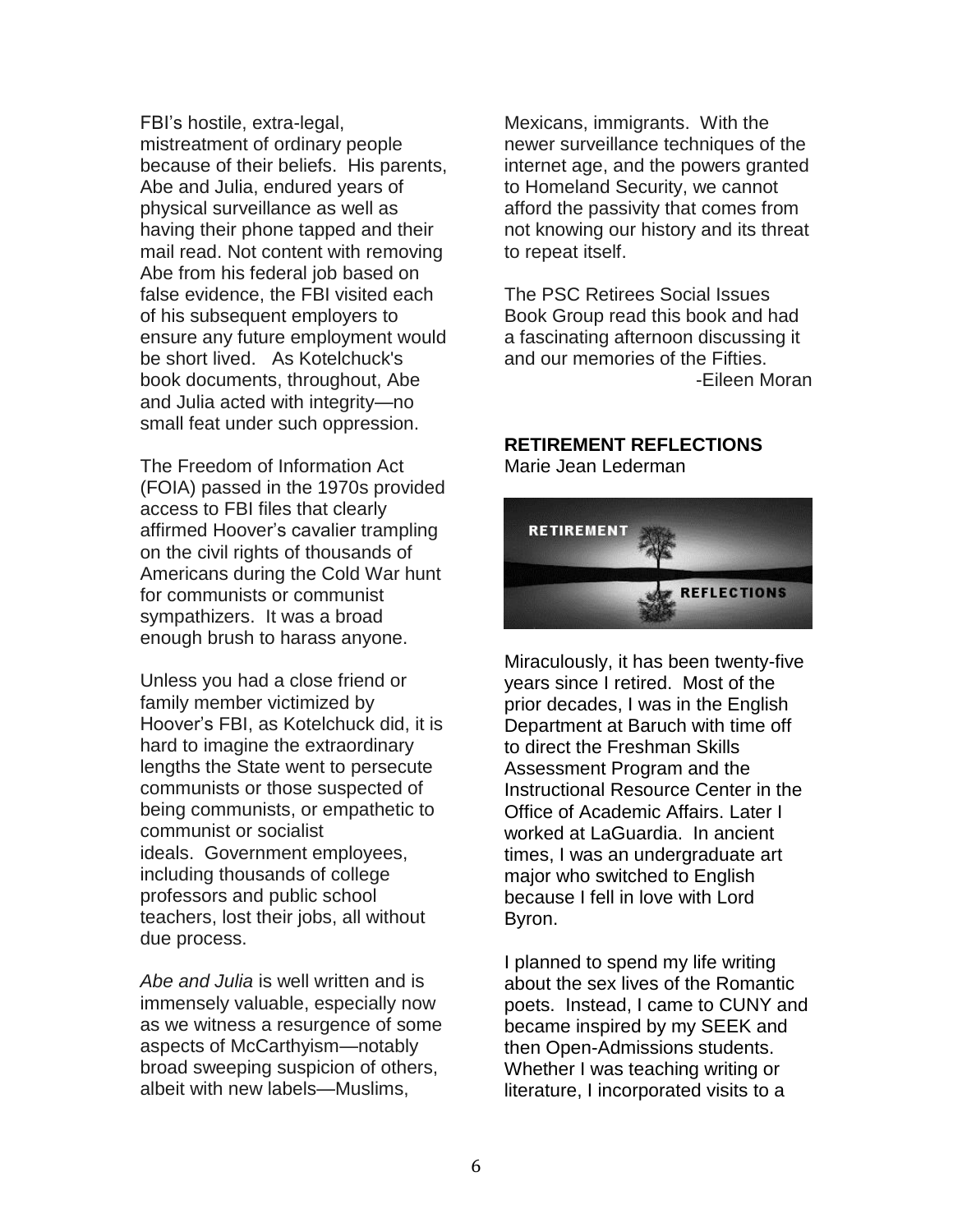FBI's hostile, extra-legal, mistreatment of ordinary people because of their beliefs. His parents, Abe and Julia, endured years of physical surveillance as well as having their phone tapped and their mail read. Not content with removing Abe from his federal job based on false evidence, the FBI visited each of his subsequent employers to ensure any future employment would be short lived. As Kotelchuck's book documents, throughout, Abe and Julia acted with integrity—no small feat under such oppression.

The Freedom of Information Act (FOIA) passed in the 1970s provided access to FBI files that clearly affirmed Hoover's cavalier trampling on the civil rights of thousands of Americans during the Cold War hunt for communists or communist sympathizers. It was a broad enough brush to harass anyone.

Unless you had a close friend or family member victimized by Hoover's FBI, as Kotelchuck did, it is hard to imagine the extraordinary lengths the State went to persecute communists or those suspected of being communists, or empathetic to communist or socialist ideals. Government employees, including thousands of college professors and public school teachers, lost their jobs, all without due process.

*Abe and Julia* is well written and is immensely valuable, especially now as we witness a resurgence of some aspects of McCarthyism—notably broad sweeping suspicion of others, albeit with new labels—Muslims, Mexicans, immigrants. With the newer surveillance techniques of the internet age, and the powers granted to Homeland Security, we cannot afford the passivity that comes from not knowing our history and its threat to repeat itself.

The PSC Retirees Social Issues Book Group read this book and had a fascinating afternoon discussing it and our memories of the Fifties.

-Eileen Moran

## RETIREMENT REFLECTIONS

Marie Jean Lederman

Miraculously, it has been twenty-five years since I retired. Most of the prior decades, I was in the English Department at Baruch with time off to direct the Freshman Skills Assessment Program and the Instructional Resource Center in the Office of Academic Affairs. Later I worked at LaGuardia. In ancient times, I was an undergraduate art major who switched to English because I fell in love with Lord Byron.

I planned to spend my life writing about the sex lives of the Romantic poets. Instead, I came to CUNY and became inspired by my SEEK and then Open-Admissions students. Whether I was teaching writing or literature, I incorporated visits to a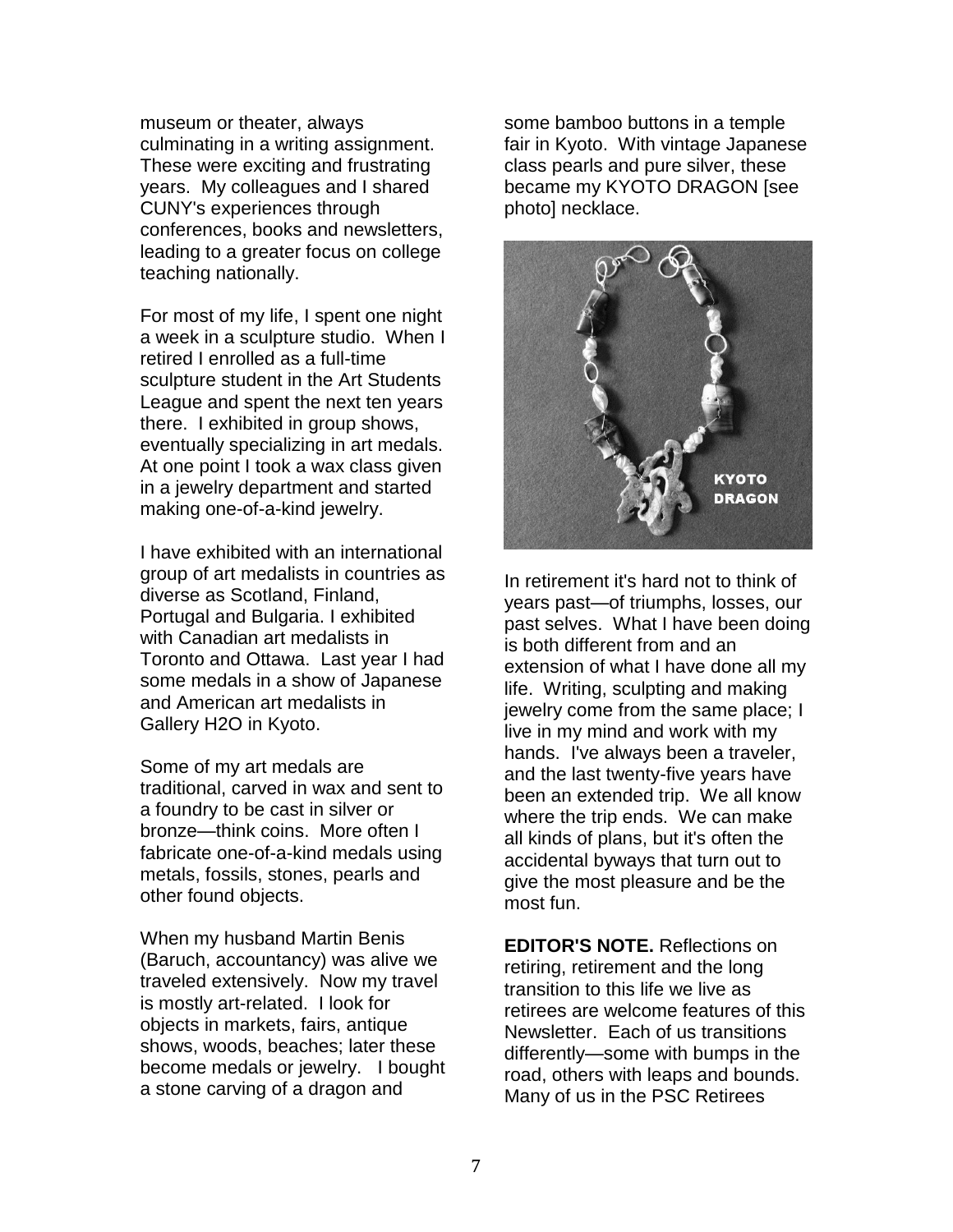museum or theater, always culminating in a writing assignment. These were exciting and frustrating years. My colleagues and I shared CUNY's experiences through conferences, books and newsletters, leading to a greater focus on college teaching nationally.

For most of my life, I spent one night a week in a sculpture studio. When I retired I enrolled as a full-time sculpture student in the Art Students League and spent the next ten years there. I exhibited in group shows, eventually specializing in art medals. At one point I took a wax class given in a jewelry department and started making one-of-a-kind jewelry.

I have exhibited with an international group of art medalists in countries as diverse as Scotland, Finland, Portugal and Bulgaria. I exhibited with Canadian art medalists in Toronto and Ottawa. Last year I had some medals in a show of Japanese and American art medalists in Gallery H2O in Kyoto.

Some of my art medals are traditional, carved in wax and sent to a foundry to be cast in silver or bronze—think coins. More often I fabricate one-of-a-kind medals using metals, fossils, stones, pearls and other found objects.

When my husband Martin Benis (Baruch, accountancy) was alive we traveled extensively. Now my travel is mostly art-related. I look for objects in markets, fairs, antique shows, woods, beaches; later these become medals or jewelry. I bought a stone carving of a dragon and some bamboo buttons in a temple fair in Kyoto. With vintage Japanese class pearls and pure silver, these became my KYOTO DRAGON [see photo] necklace.

KYOTO DRAGON

In retirement it's hard not to think of years past—of triumphs, losses, our past selves. What I have been doing is both different from and an extension of what I have done all my life. Writing, sculpting and making jewelry come from the same place; I live in my mind and work with my hands. I've always been a traveler, and the last twenty-five years have been an extended trip. We all know where the trip ends. We can make all kinds of plans, but it's often the accidental byways that turn out to give the most pleasure and be the most fun.

**EDITOR'S NOTE.** Reflections on retiring, retirement and the long transition to this life we live as retirees are welcome features of this Newsletter. Each of us transitions differently—some with bumps in the road, others with leaps and bounds. Many of us in the PSC Retirees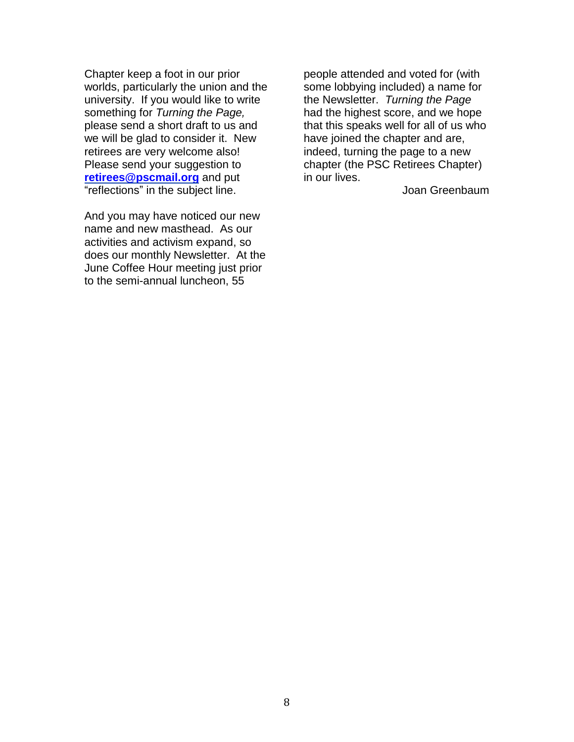Chapter keep a foot in our prior worlds, particularly the union and the university. If you would like to write something for *Turning the Page,* please send a short draft to us and we will be glad to consider it. New retirees are very welcome also! Please send your suggestion to **retirees@pscmail.org** and put "reflections" in the subject line.

And you may have noticed our new name and new masthead. As our activities and activism expand, so does our monthly Newsletter. At the June Coffee Hour meeting just prior to the semi-annual luncheon, 55 people attended and voted for (with some lobbying included) a name for the Newsletter. *Turning the Page* had the highest score, and we hope that this speaks well for all of us who have joined the chapter and are, indeed, turning the page to a new chapter (the PSC Retirees Chapter) in our lives.

Joan Greenbaum